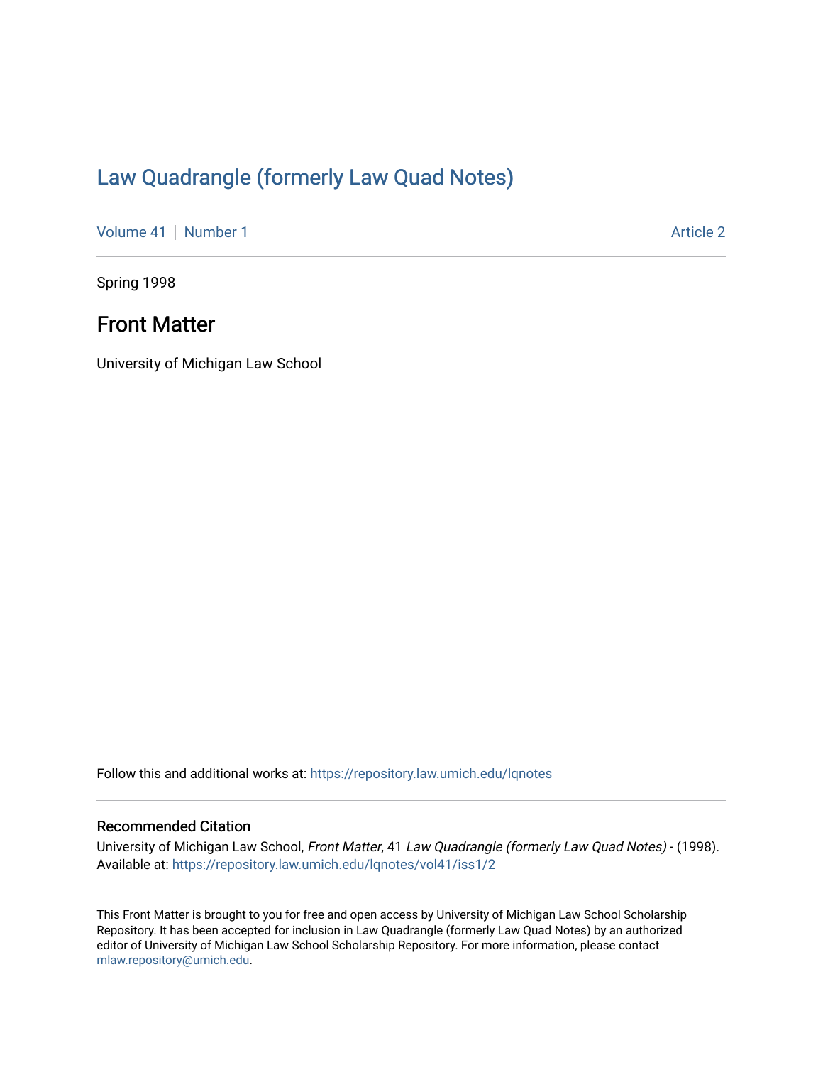# Law Quadrangle (formerly Law Quad Notes)

Volume 41 | Number 1 Article 2

---

Spring 1998

## Front Matter

University of Michigan Law School

Follow this and additional works at: https://repository.law.umich.edu/lqnotes

### Recommended Citation

University of Michigan Law School, *Front Matter*, 41 *Law Quadrangle (formerly Law Quad Notes)* - (1998).
Available at: https://repository.law.umich.edu/lqnotes/vol41/iss1/2

This Front Matter is brought to you for free and open access by University of Michigan Law School Scholarship Repository. It has been accepted for inclusion in Law Quadrangle (formerly Law Quad Notes) by an authorized editor of University of Michigan Law School Scholarship Repository. For more information, please contact mlaw.repository@umich.edu.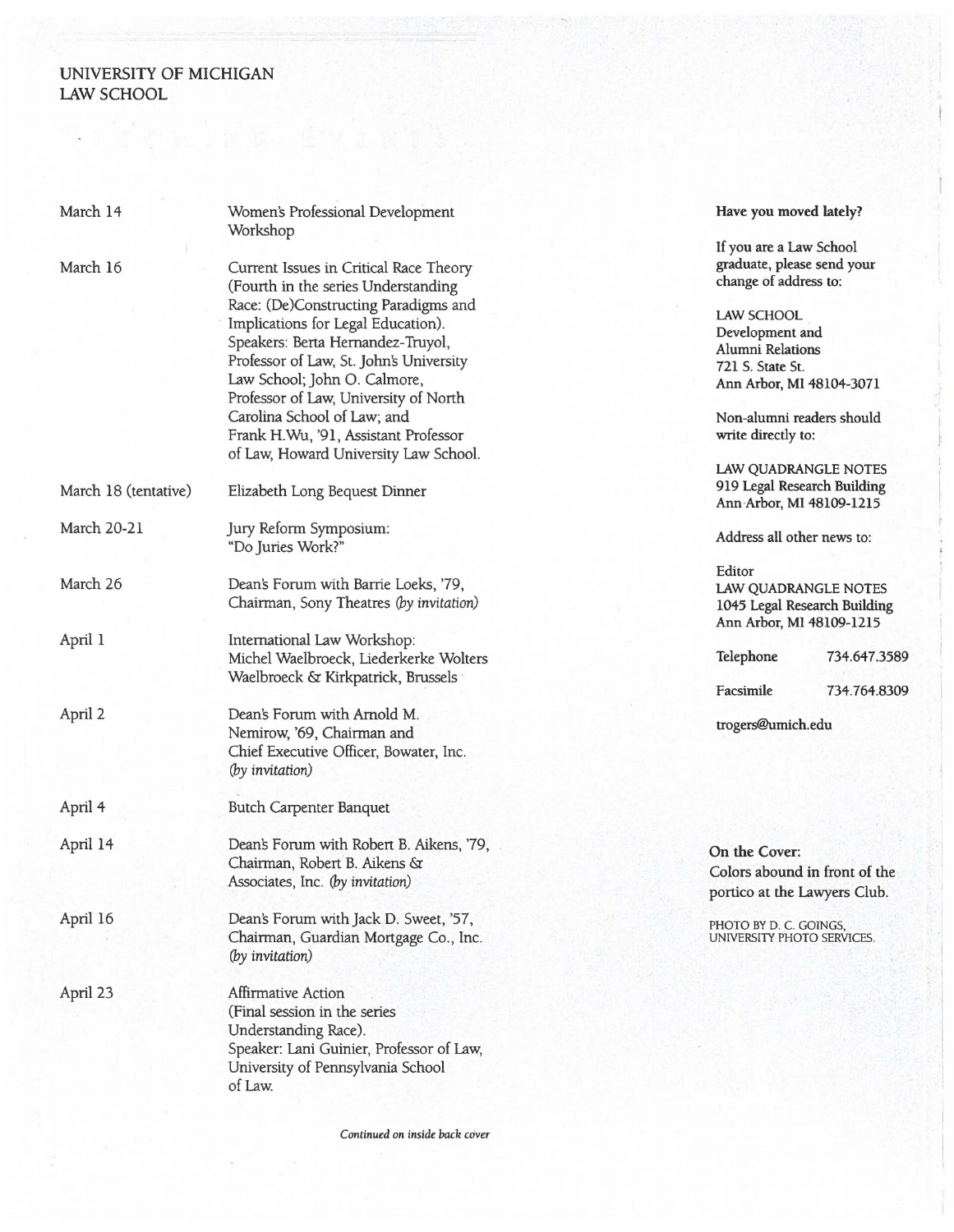# UNIVERSITY OF MICHIGAN LAW SCHOOL

| | |
|---|---|
| March 14 | Women's Professional Development Workshop |
| March 16 | Current Issues in Critical Race Theory (Fourth in the series Understanding Race: (De)Constructing Paradigms and Implications for Legal Education). Speakers: Berta Hernandez-Truyol, Professor of Law, St. John's University Law School; John O. Calmore, Professor of Law, University of North Carolina School of Law; and Frank H.Wu, '91, Assistant Professor of Law, Howard University Law School. |
| March 18 (tentative) | Elizabeth Long Bequest Dinner |
| March 20-21 | Jury Reform Symposium: "Do Juries Work?" |
| March 26 | Dean's Forum with Barrie Loeks, '79, Chairman, Sony Theatres *(by invitation)* |
| April 1 | International Law Workshop: Michel Waelbroeck, Liederkerke Wolters Waelbroeck & Kirkpatrick, Brussels |
| April 2 | Dean's Forum with Arnold M. Nemirow, '69, Chairman and Chief Executive Officer, Bowater, Inc. *(by invitation)* |
| April 4 | Butch Carpenter Banquet |
| April 14 | Dean's Forum with Robert B. Aikens, '79, Chairman, Robert B. Aikens & Associates, Inc. *(by invitation)* |
| April 16 | Dean's Forum with Jack D. Sweet, '57, Chairman, Guardian Mortgage Co., Inc. *(by invitation)* |
| April 23 | Affirmative Action (Final session in the series Understanding Race). Speaker: Lani Guinier, Professor of Law, University of Pennsylvania School of Law. |

*Continued on inside back cover*

**Have you moved lately?**

If you are a Law School graduate, please send your change of address to:

LAW SCHOOL
Development and Alumni Relations
721 S. State St.
Ann Arbor, MI 48104-3071

Non-alumni readers should write directly to:

LAW QUADRANGLE NOTES
919 Legal Research Building
Ann Arbor, MI 48109-1215

Address all other news to:

Editor
LAW QUADRANGLE NOTES
1045 Legal Research Building
Ann Arbor, MI 48109-1215

| | |
|---|---|
| Telephone | 734.647.3589 |
| Facsimile | 734.764.8309 |

trogers@umich.edu

**On the Cover:**
Colors abound in front of the portico at the Lawyers Club.

PHOTO BY D. C. GOINGS, UNIVERSITY PHOTO SERVICES.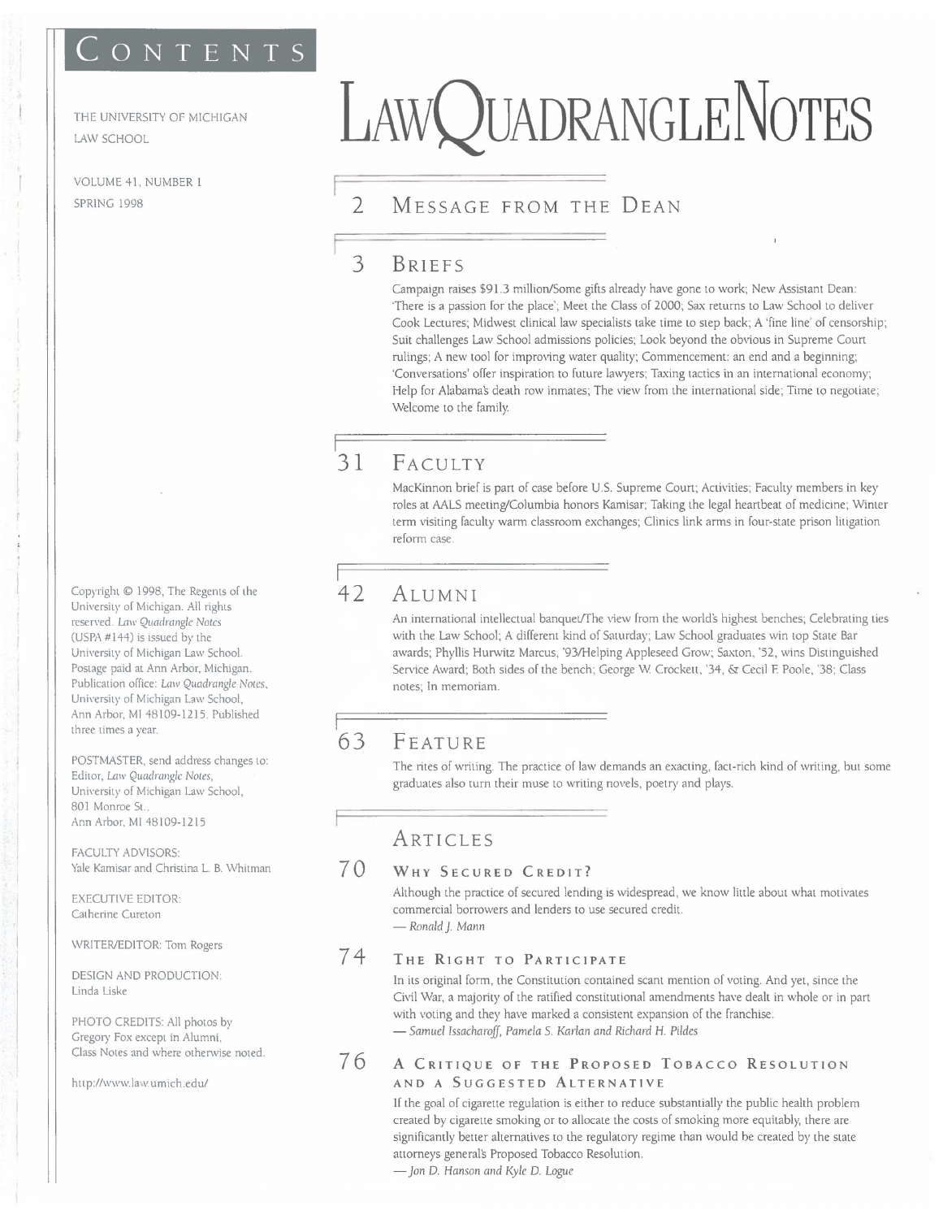# CONTENTS

THE UNIVERSITY OF MICHIGAN LAW SCHOOL

VOLUME 41, NUMBER 1
SPRING 1998

# LAWQUADRANGLENOTES

## 2 MESSAGE FROM THE DEAN

## 3 BRIEFS

Campaign raises $91.3 million/Some gifts already have gone to work; New Assistant Dean: 'There is a passion for the place'; Meet the Class of 2000; Sax returns to Law School to deliver Cook Lectures; Midwest clinical law specialists take time to step back; A 'fine line' of censorship; Suit challenges Law School admissions policies; Look beyond the obvious in Supreme Court rulings; A new tool for improving water quality; Commencement: an end and a beginning; 'Conversations' offer inspiration to future lawyers; Taxing tactics in an international economy; Help for Alabama's death row inmates; The view from the international side; Time to negotiate; Welcome to the family.

## 31 FACULTY

MacKinnon brief is part of case before U.S. Supreme Court; Activities; Faculty members in key roles at AALS meeting/Columbia honors Kamisar; Taking the legal heartbeat of medicine; Winter term visiting faculty warm classroom exchanges; Clinics link arms in four-state prison litigation reform case.

## 42 ALUMNI

An international intellectual banquet/The view from the world's highest benches; Celebrating ties with the Law School; A different kind of Saturday; Law School graduates win top State Bar awards; Phyllis Hurwitz Marcus, '93/Helping Appleseed Grow; Saxton, '52, wins Distinguished Service Award; Both sides of the bench; George W. Crockett, '34, & Cecil F. Poole, '38; Class notes; In memoriam.

## 63 FEATURE

The rites of writing. The practice of law demands an exacting, fact-rich kind of writing, but some graduates also turn their muse to writing novels, poetry and plays.

## ARTICLES

### 70 WHY SECURED CREDIT?

Although the practice of secured lending is widespread, we know little about what motivates commercial borrowers and lenders to use secured credit.
*— Ronald J. Mann*

### 74 THE RIGHT TO PARTICIPATE

In its original form, the Constitution contained scant mention of voting. And yet, since the Civil War, a majority of the ratified constitutional amendments have dealt in whole or in part with voting and they have marked a consistent expansion of the franchise.
*— Samuel Issacharoff, Pamela S. Karlan and Richard H. Pildes*

### 76 A CRITIQUE OF THE PROPOSED TOBACCO RESOLUTION AND A SUGGESTED ALTERNATIVE

If the goal of cigarette regulation is either to reduce substantially the public health problem created by cigarette smoking or to allocate the costs of smoking more equitably, there are significantly better alternatives to the regulatory regime than would be created by the state attorneys general's Proposed Tobacco Resolution.
*— Jon D. Hanson and Kyle D. Logue*

Copyright © 1998, The Regents of the University of Michigan. All rights reserved. *Law Quadrangle Notes* (USPA #144) is issued by the University of Michigan Law School. Postage paid at Ann Arbor, Michigan. Publication office: *Law Quadrangle Notes*, University of Michigan Law School, Ann Arbor, MI 48109-1215. Published three times a year.

POSTMASTER, send address changes to: Editor, *Law Quadrangle Notes*, University of Michigan Law School, 801 Monroe St., Ann Arbor, MI 48109-1215

FACULTY ADVISORS: Yale Kamisar and Christina L. B. Whitman

EXECUTIVE EDITOR: Catherine Cureton

WRITER/EDITOR: Tom Rogers

DESIGN AND PRODUCTION: Linda Liske

PHOTO CREDITS: All photos by Gregory Fox except in Alumni, Class Notes and where otherwise noted.

http://www.law.umich.edu/